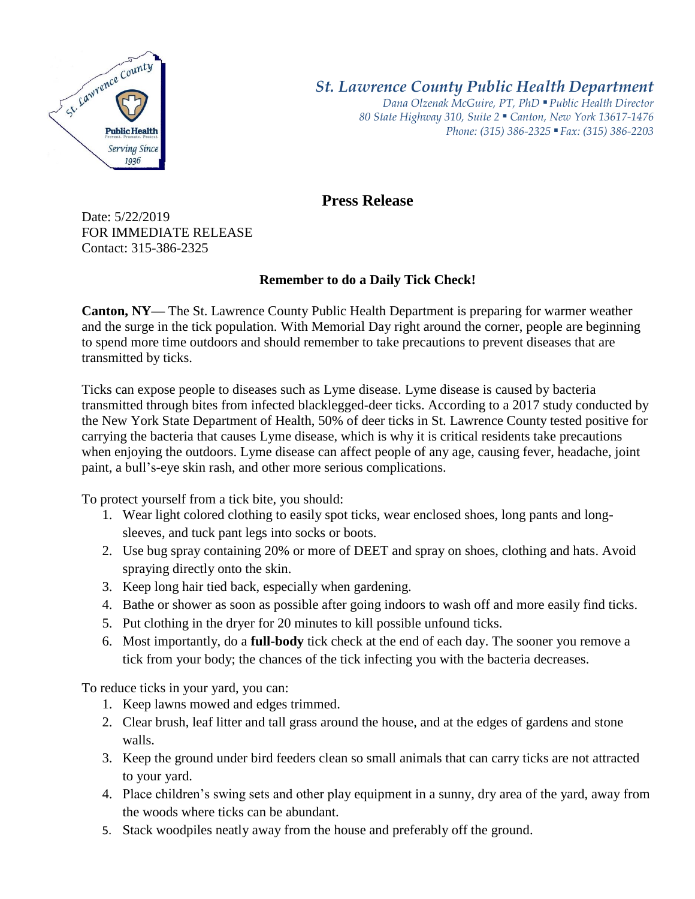# St. Lawrence County Public Health Department

*Dana Olzenak McGuire, PT, PhD ▪ Public Health Director*
*80 State Highway 310, Suite 2 ▪ Canton, New York 13617-1476*
*Phone: (315) 386-2325 ▪ Fax: (315) 386-2203*

## Press Release

Date: 5/22/2019
FOR IMMEDIATE RELEASE
Contact: 315-386-2325

### Remember to do a Daily Tick Check!

**Canton, NY—** The St. Lawrence County Public Health Department is preparing for warmer weather and the surge in the tick population. With Memorial Day right around the corner, people are beginning to spend more time outdoors and should remember to take precautions to prevent diseases that are transmitted by ticks.

Ticks can expose people to diseases such as Lyme disease. Lyme disease is caused by bacteria transmitted through bites from infected blacklegged-deer ticks. According to a 2017 study conducted by the New York State Department of Health, 50% of deer ticks in St. Lawrence County tested positive for carrying the bacteria that causes Lyme disease, which is why it is critical residents take precautions when enjoying the outdoors. Lyme disease can affect people of any age, causing fever, headache, joint paint, a bull's-eye skin rash, and other more serious complications.

To protect yourself from a tick bite, you should:

1. Wear light colored clothing to easily spot ticks, wear enclosed shoes, long pants and long-sleeves, and tuck pant legs into socks or boots.
2. Use bug spray containing 20% or more of DEET and spray on shoes, clothing and hats. Avoid spraying directly onto the skin.
3. Keep long hair tied back, especially when gardening.
4. Bathe or shower as soon as possible after going indoors to wash off and more easily find ticks.
5. Put clothing in the dryer for 20 minutes to kill possible unfound ticks.
6. Most importantly, do a **full-body** tick check at the end of each day. The sooner you remove a tick from your body; the chances of the tick infecting you with the bacteria decreases.

To reduce ticks in your yard, you can:

1. Keep lawns mowed and edges trimmed.
2. Clear brush, leaf litter and tall grass around the house, and at the edges of gardens and stone walls.
3. Keep the ground under bird feeders clean so small animals that can carry ticks are not attracted to your yard.
4. Place children's swing sets and other play equipment in a sunny, dry area of the yard, away from the woods where ticks can be abundant.
5. Stack woodpiles neatly away from the house and preferably off the ground.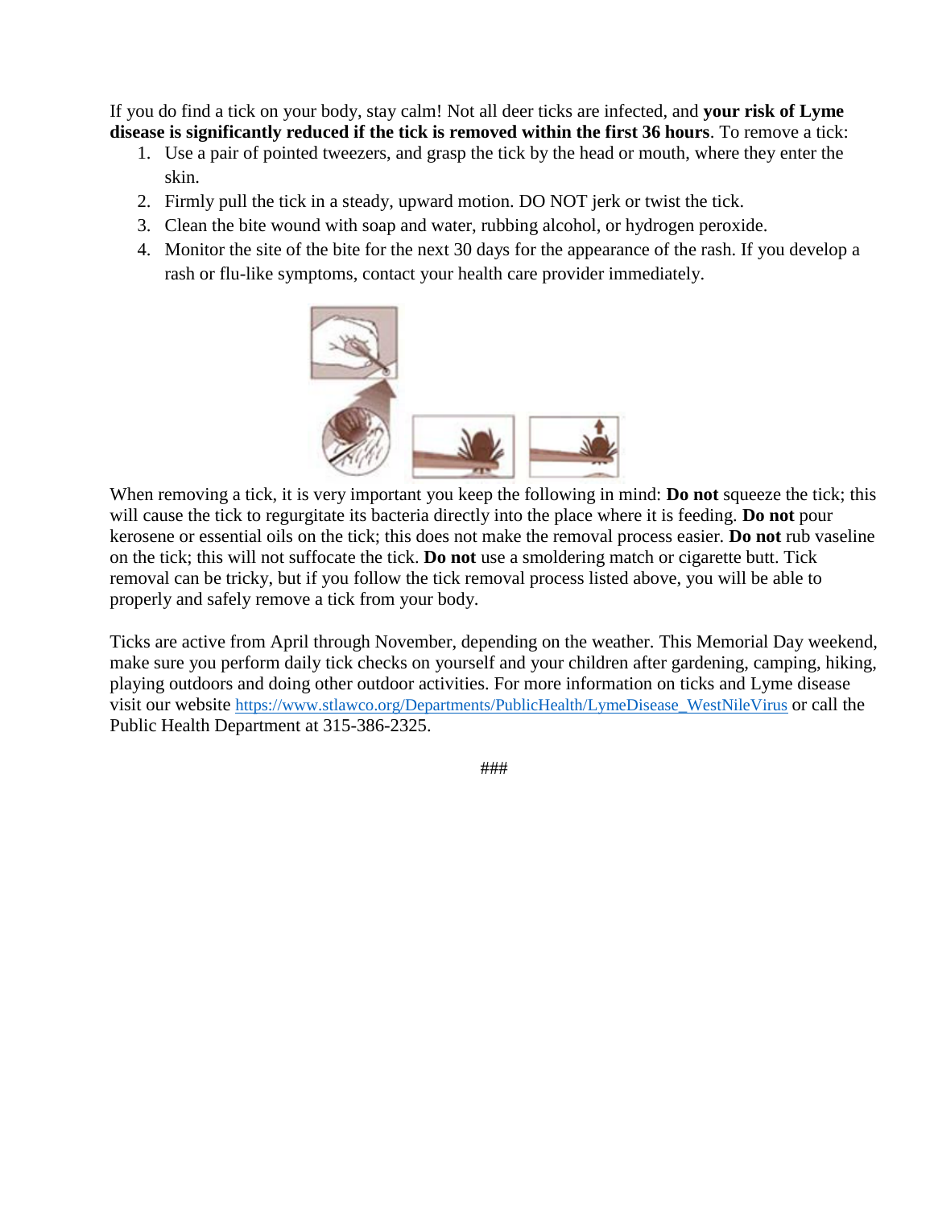If you do find a tick on your body, stay calm! Not all deer ticks are infected, and **your risk of Lyme disease is significantly reduced if the tick is removed within the first 36 hours**. To remove a tick:

1. Use a pair of pointed tweezers, and grasp the tick by the head or mouth, where they enter the skin.
2. Firmly pull the tick in a steady, upward motion. DO NOT jerk or twist the tick.
3. Clean the bite wound with soap and water, rubbing alcohol, or hydrogen peroxide.
4. Monitor the site of the bite for the next 30 days for the appearance of the rash. If you develop a rash or flu-like symptoms, contact your health care provider immediately.

When removing a tick, it is very important you keep the following in mind: **Do not** squeeze the tick; this will cause the tick to regurgitate its bacteria directly into the place where it is feeding. **Do not** pour kerosene or essential oils on the tick; this does not make the removal process easier. **Do not** rub vaseline on the tick; this will not suffocate the tick. **Do not** use a smoldering match or cigarette butt. Tick removal can be tricky, but if you follow the tick removal process listed above, you will be able to properly and safely remove a tick from your body.

Ticks are active from April through November, depending on the weather. This Memorial Day weekend, make sure you perform daily tick checks on yourself and your children after gardening, camping, hiking, playing outdoors and doing other outdoor activities. For more information on ticks and Lyme disease visit our website https://www.stlawco.org/Departments/PublicHealth/LymeDisease_WestNileVirus or call the Public Health Department at 315-386-2325.

###